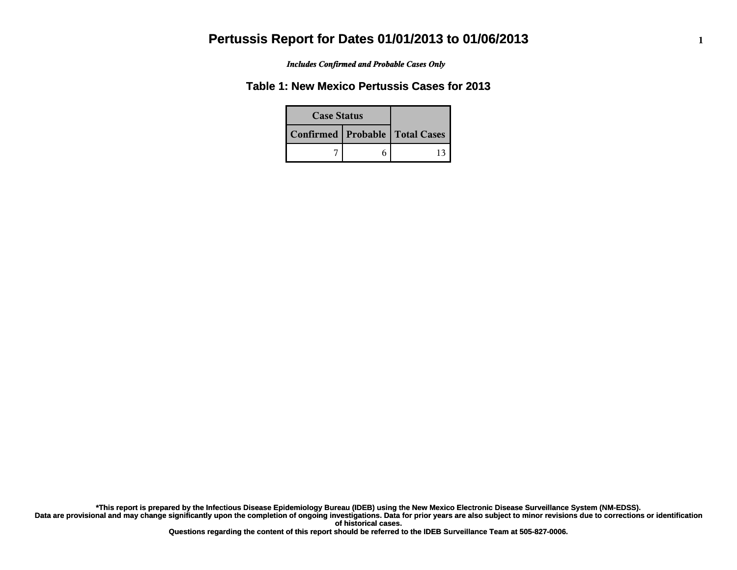# Pertussis Report for Dates 01/01/2013 to 01/06/2013

***Includes Confirmed and Probable Cases Only***

## Table 1: New Mexico Pertussis Cases for 2013

| Case Status | | Total Cases |
|---|---|---|
| Confirmed | Probable | |
| 7 | 6 | 13 |

**\*This report is prepared by the Infectious Disease Epidemiology Bureau (IDEB) using the New Mexico Electronic Disease Surveillance System (NM-EDSS).**
**Data are provisional and may change significantly upon the completion of ongoing investigations. Data for prior years are also subject to minor revisions due to corrections or identification of historical cases.**
**Questions regarding the content of this report should be referred to the IDEB Surveillance Team at 505-827-0006.**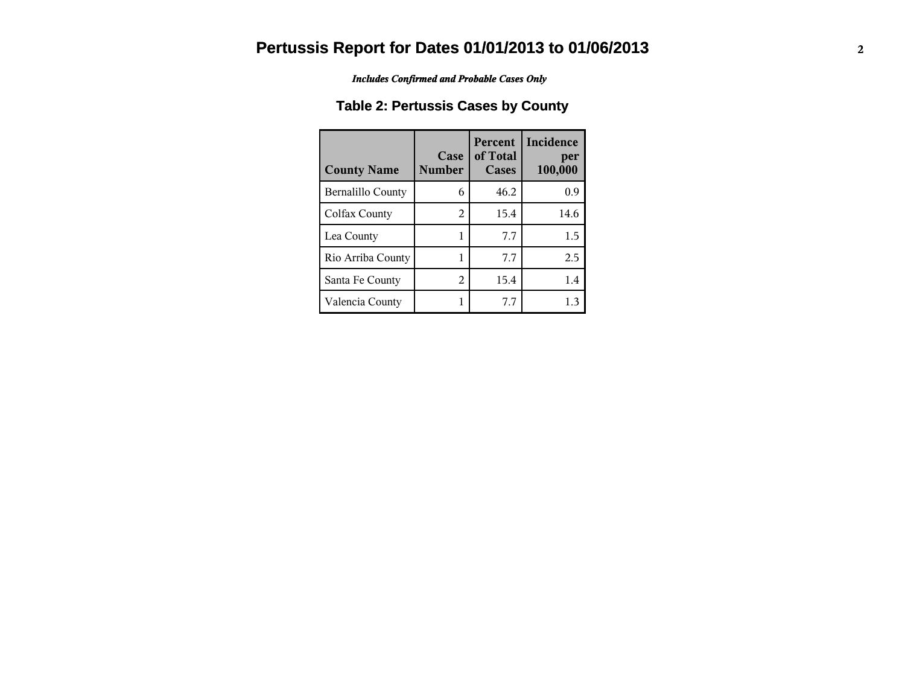# Pertussis Report for Dates 01/01/2013 to 01/06/2013

*Includes Confirmed and Probable Cases Only*

## Table 2: Pertussis Cases by County

| County Name | Case Number | Percent of Total Cases | Incidence per 100,000 |
|---|---|---|---|
| Bernalillo County | 6 | 46.2 | 0.9 |
| Colfax County | 2 | 15.4 | 14.6 |
| Lea County | 1 | 7.7 | 1.5 |
| Rio Arriba County | 1 | 7.7 | 2.5 |
| Santa Fe County | 2 | 15.4 | 1.4 |
| Valencia County | 1 | 7.7 | 1.3 |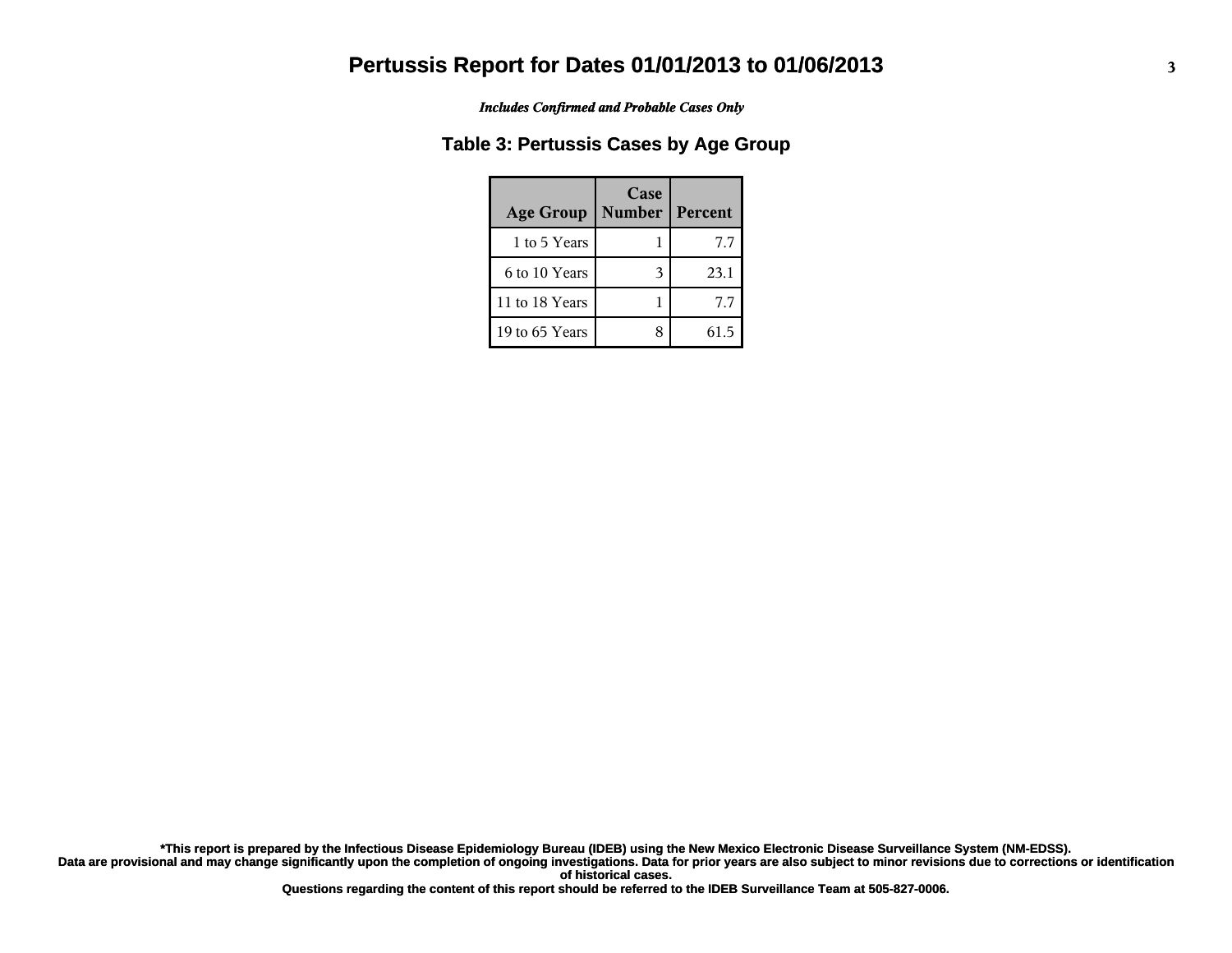# Pertussis Report for Dates 01/01/2013 to 01/06/2013

***Includes Confirmed and Probable Cases Only***

## Table 3: Pertussis Cases by Age Group

| Age Group | Case Number | Percent |
|---|---|---|
| 1 to 5 Years | 1 | 7.7 |
| 6 to 10 Years | 3 | 23.1 |
| 11 to 18 Years | 1 | 7.7 |
| 19 to 65 Years | 8 | 61.5 |

**\*This report is prepared by the Infectious Disease Epidemiology Bureau (IDEB) using the New Mexico Electronic Disease Surveillance System (NM-EDSS).**
**Data are provisional and may change significantly upon the completion of ongoing investigations. Data for prior years are also subject to minor revisions due to corrections or identification of historical cases.**
**Questions regarding the content of this report should be referred to the IDEB Surveillance Team at 505-827-0006.**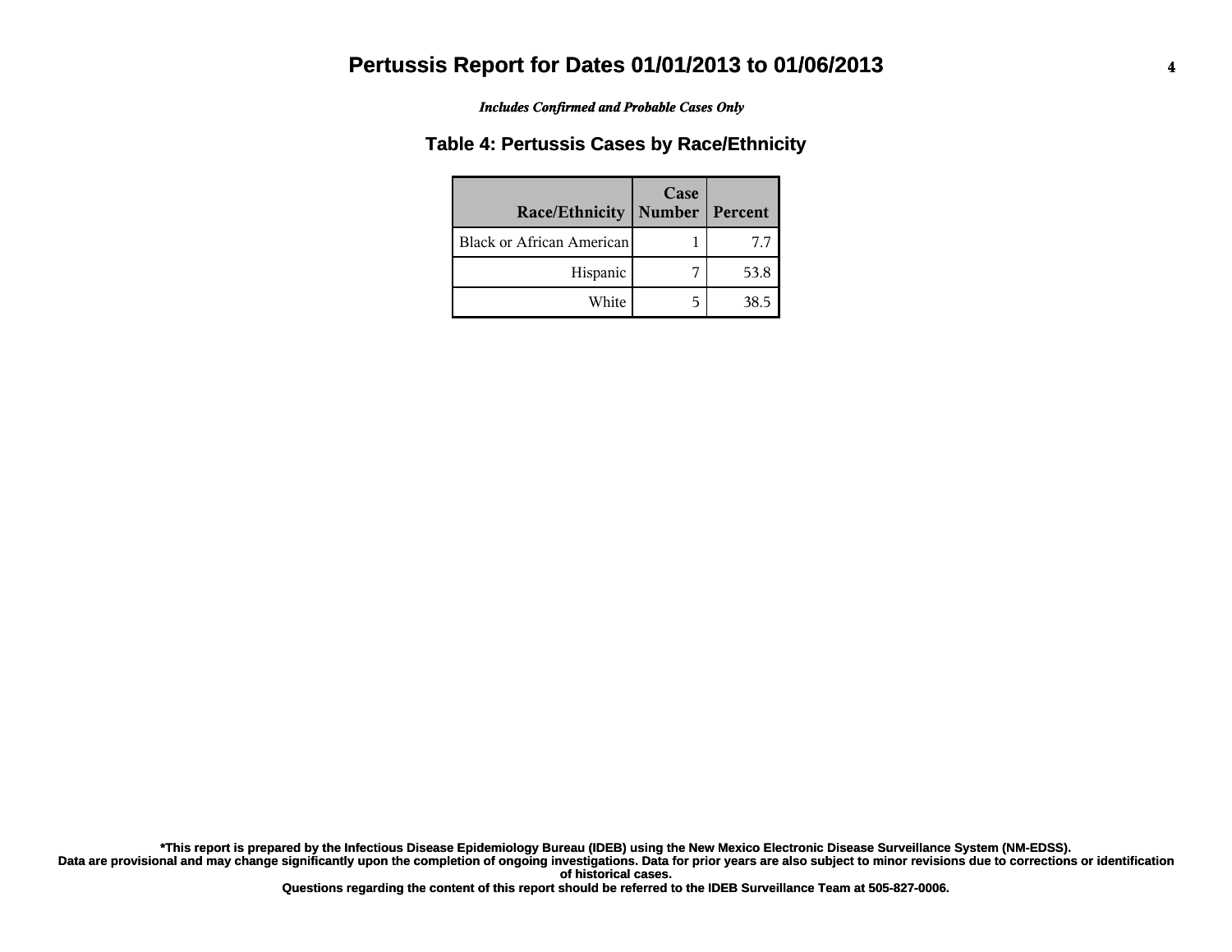# Pertussis Report for Dates 01/01/2013 to 01/06/2013

*Includes Confirmed and Probable Cases Only*

## Table 4: Pertussis Cases by Race/Ethnicity

| Race/Ethnicity | Case Number | Percent |
|---|---|---|
| Black or African American | 1 | 7.7 |
| Hispanic | 7 | 53.8 |
| White | 5 | 38.5 |

**\*This report is prepared by the Infectious Disease Epidemiology Bureau (IDEB) using the New Mexico Electronic Disease Surveillance System (NM-EDSS). Data are provisional and may change significantly upon the completion of ongoing investigations. Data for prior years are also subject to minor revisions due to corrections or identification of historical cases. Questions regarding the content of this report should be referred to the IDEB Surveillance Team at 505-827-0006.**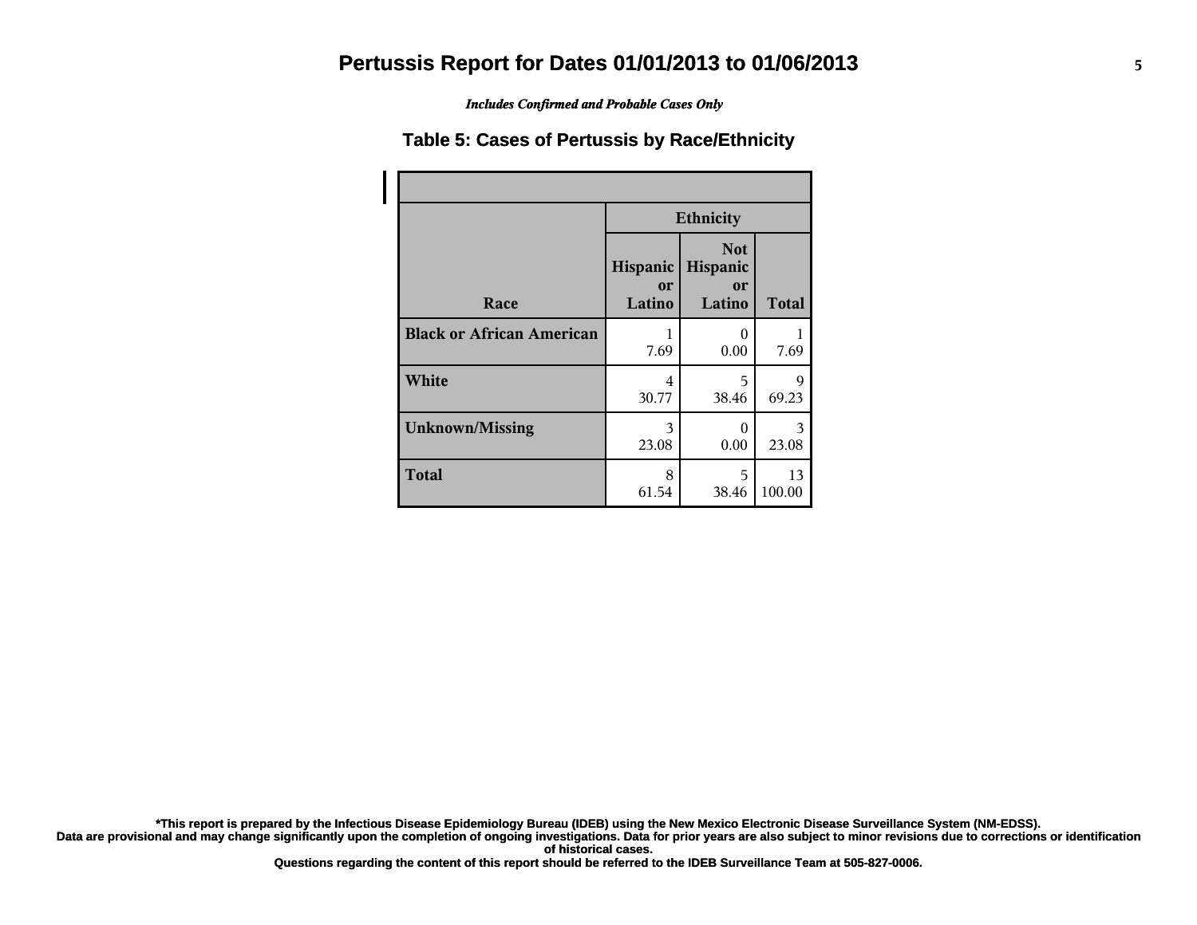# Pertussis Report for Dates 01/01/2013 to 01/06/2013

*Includes Confirmed and Probable Cases Only*

## Table 5: Cases of Pertussis by Race/Ethnicity

| Race | Ethnicity | | |
|---|---|---|---|
| | Hispanic or Latino | Not Hispanic or Latino | Total |
| **Black or African American** | 1<br>7.69 | 0<br>0.00 | 1<br>7.69 |
| **White** | 4<br>30.77 | 5<br>38.46 | 9<br>69.23 |
| **Unknown/Missing** | 3<br>23.08 | 0<br>0.00 | 3<br>23.08 |
| **Total** | 8<br>61.54 | 5<br>38.46 | 13<br>100.00 |

**\*This report is prepared by the Infectious Disease Epidemiology Bureau (IDEB) using the New Mexico Electronic Disease Surveillance System (NM-EDSS).**
**Data are provisional and may change significantly upon the completion of ongoing investigations. Data for prior years are also subject to minor revisions due to corrections or identification of historical cases.**
**Questions regarding the content of this report should be referred to the IDEB Surveillance Team at 505-827-0006.**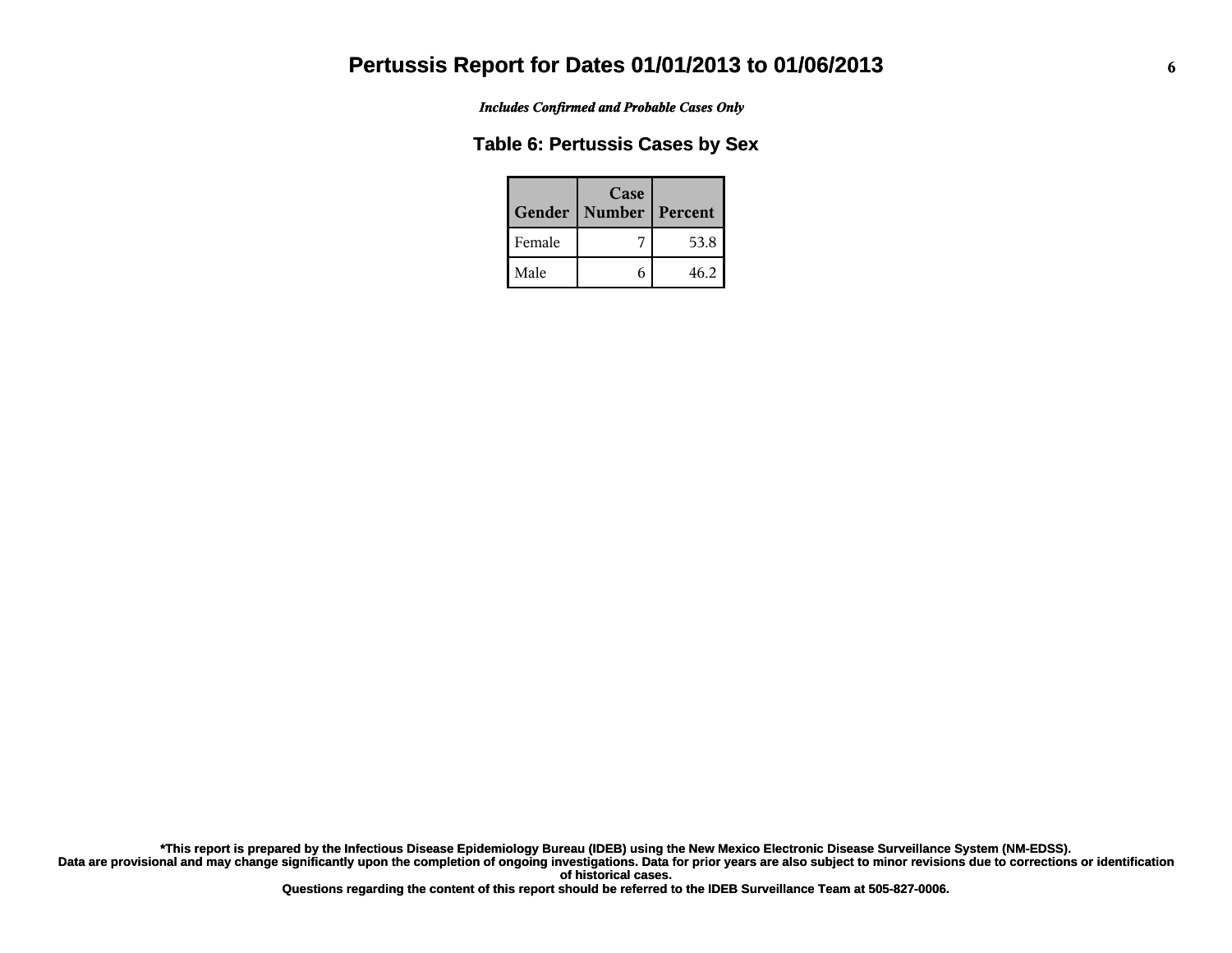# Pertussis Report for Dates 01/01/2013 to 01/06/2013

***Includes Confirmed and Probable Cases Only***

## Table 6: Pertussis Cases by Sex

| Gender | Case Number | Percent |
|---|---|---|
| Female | 7 | 53.8 |
| Male | 6 | 46.2 |

**\*This report is prepared by the Infectious Disease Epidemiology Bureau (IDEB) using the New Mexico Electronic Disease Surveillance System (NM-EDSS).**
**Data are provisional and may change significantly upon the completion of ongoing investigations. Data for prior years are also subject to minor revisions due to corrections or identification of historical cases.**
**Questions regarding the content of this report should be referred to the IDEB Surveillance Team at 505-827-0006.**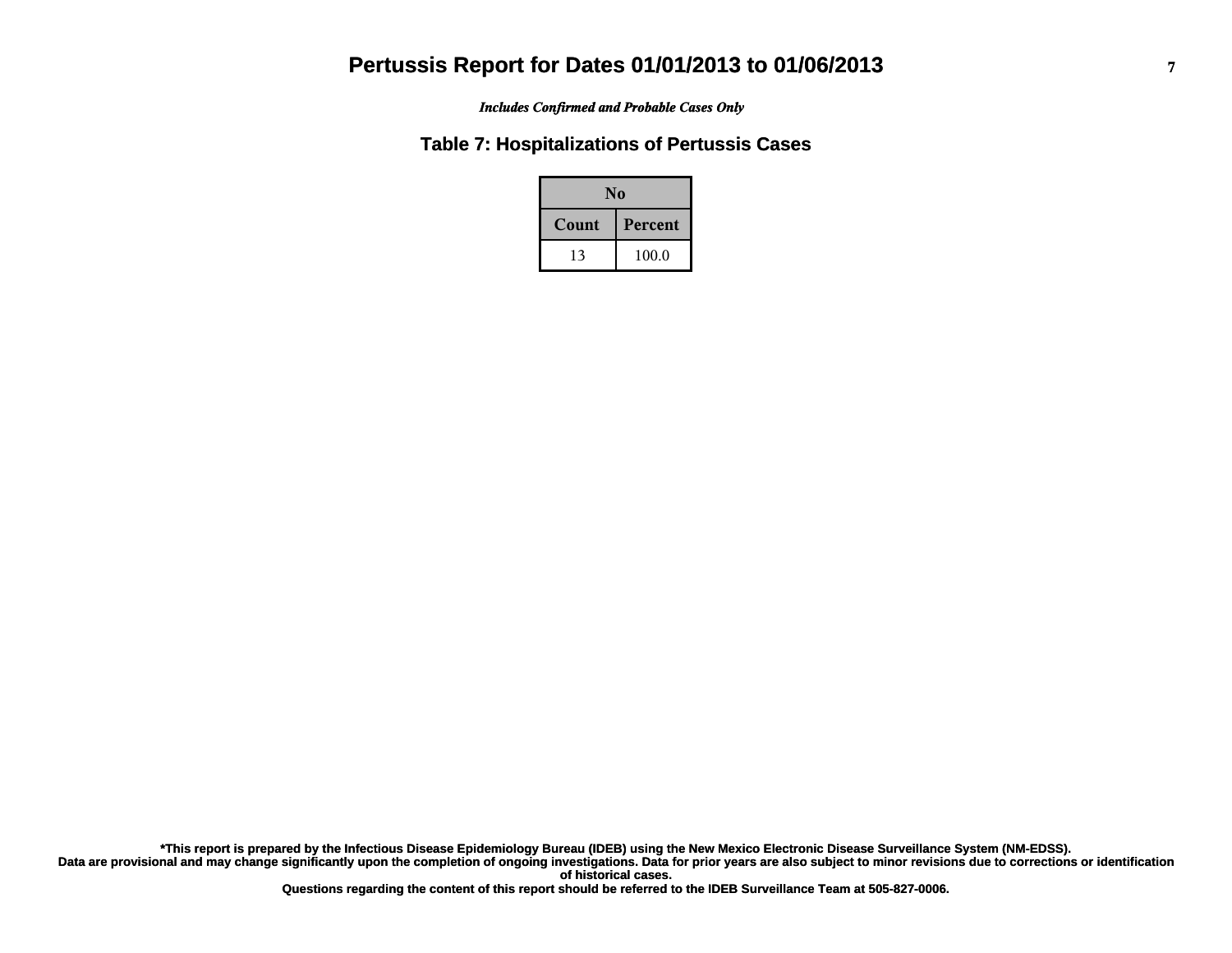# Pertussis Report for Dates 01/01/2013 to 01/06/2013

*Includes Confirmed and Probable Cases Only*

## Table 7: Hospitalizations of Pertussis Cases

| No | |
|---|---|
| **Count** | **Percent** |
| 13 | 100.0 |

**\*This report is prepared by the Infectious Disease Epidemiology Bureau (IDEB) using the New Mexico Electronic Disease Surveillance System (NM-EDSS).**
**Data are provisional and may change significantly upon the completion of ongoing investigations. Data for prior years are also subject to minor revisions due to corrections or identification of historical cases.**
**Questions regarding the content of this report should be referred to the IDEB Surveillance Team at 505-827-0006.**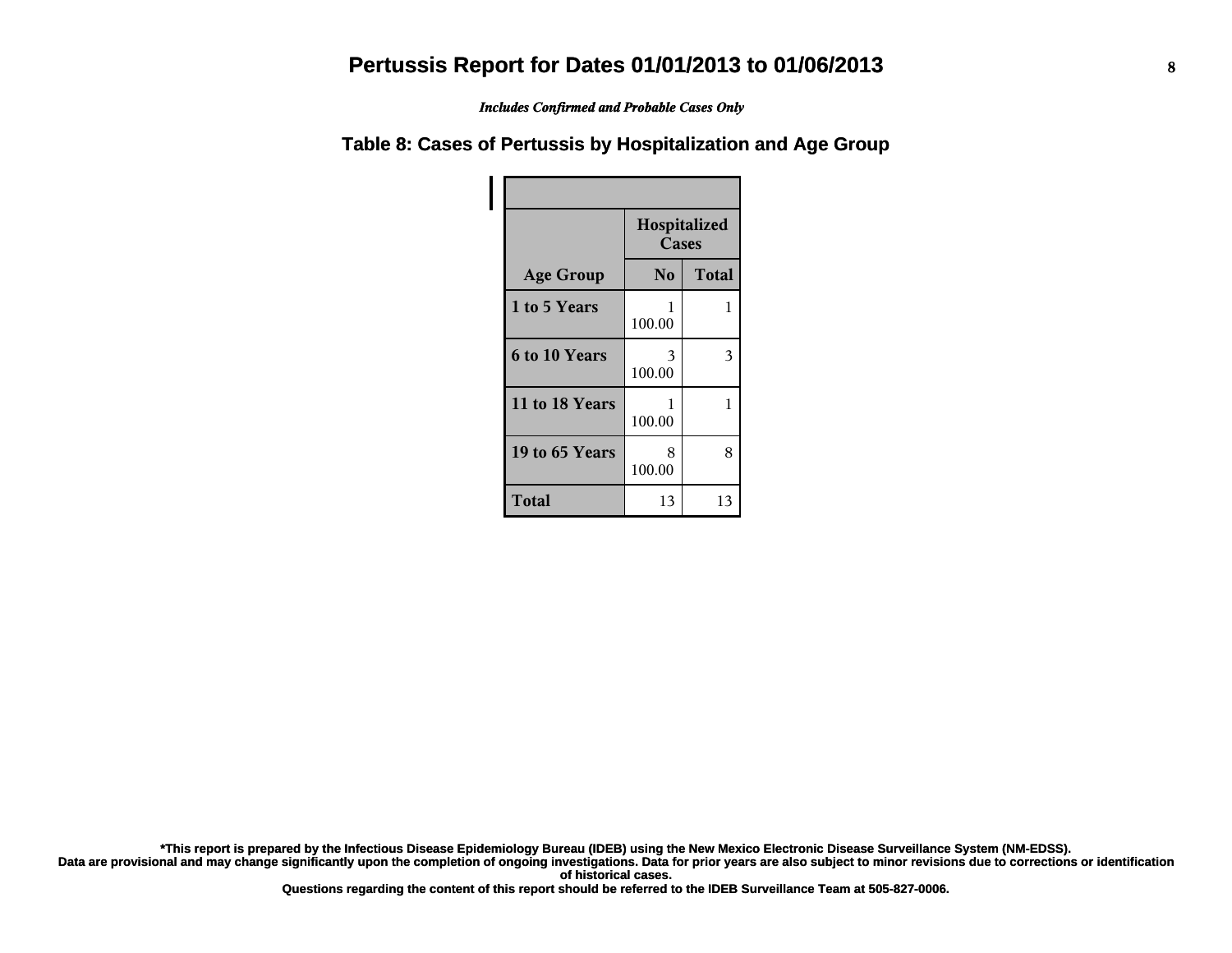# Pertussis Report for Dates 01/01/2013 to 01/06/2013

*Includes Confirmed and Probable Cases Only*

## Table 8: Cases of Pertussis by Hospitalization and Age Group

| | Hospitalized Cases | |
|---|---|---|
| **Age Group** | **No** | **Total** |
| **1 to 5 Years** | 1<br>100.00 | 1 |
| **6 to 10 Years** | 3<br>100.00 | 3 |
| **11 to 18 Years** | 1<br>100.00 | 1 |
| **19 to 65 Years** | 8<br>100.00 | 8 |
| **Total** | 13 | 13 |

**\*This report is prepared by the Infectious Disease Epidemiology Bureau (IDEB) using the New Mexico Electronic Disease Surveillance System (NM-EDSS).**
**Data are provisional and may change significantly upon the completion of ongoing investigations. Data for prior years are also subject to minor revisions due to corrections or identification of historical cases.**
**Questions regarding the content of this report should be referred to the IDEB Surveillance Team at 505-827-0006.**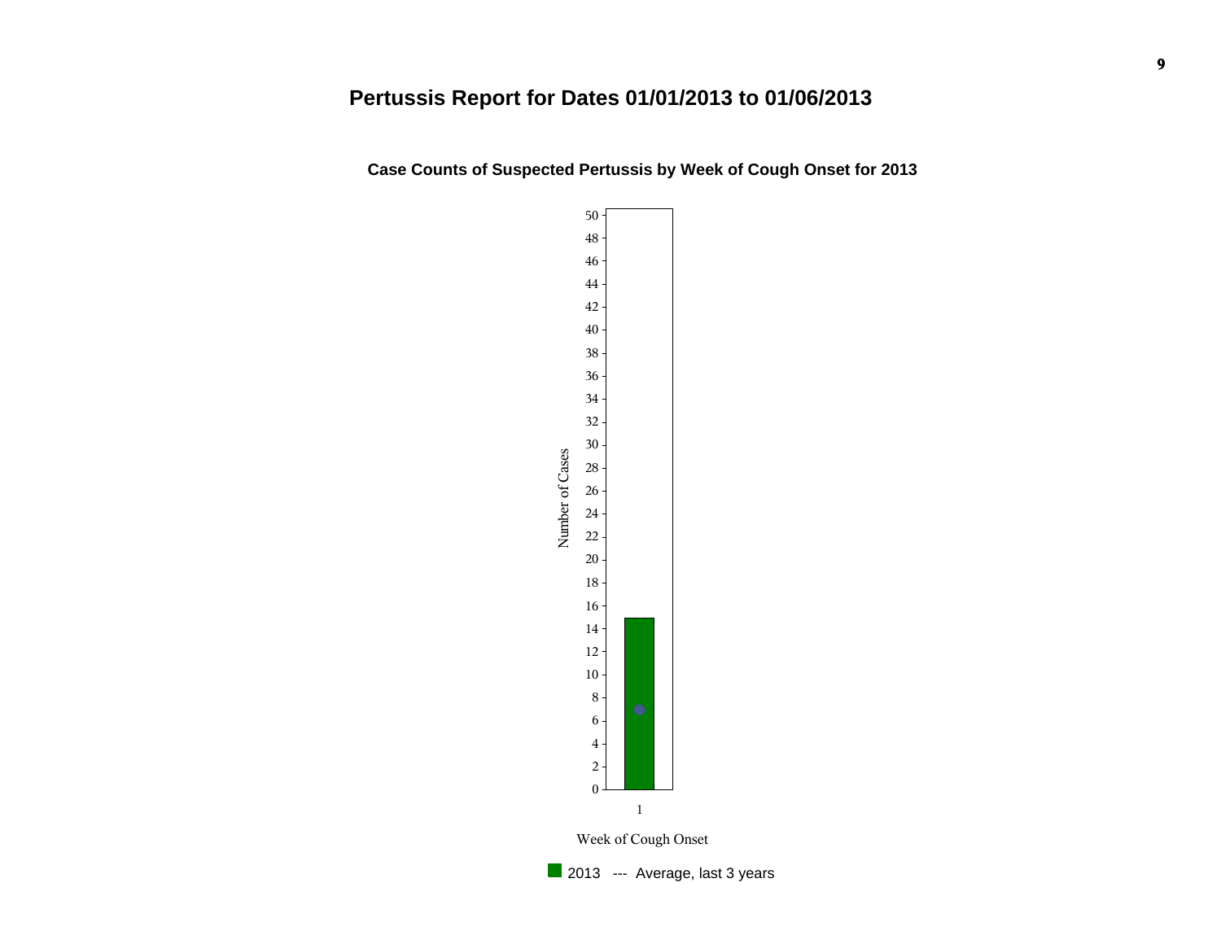# Pertussis Report for Dates 01/01/2013 to 01/06/2013

## Case Counts of Suspected Pertussis by Week of Cough Onset for 2013

Number of Cases

50
48
46
44
42
40
38
36
34
32
30
28
26
24
22
20
18
16
14
12
10
8
6
4
2
0

1

Week of Cough Onset

2013 --- Average, last 3 years